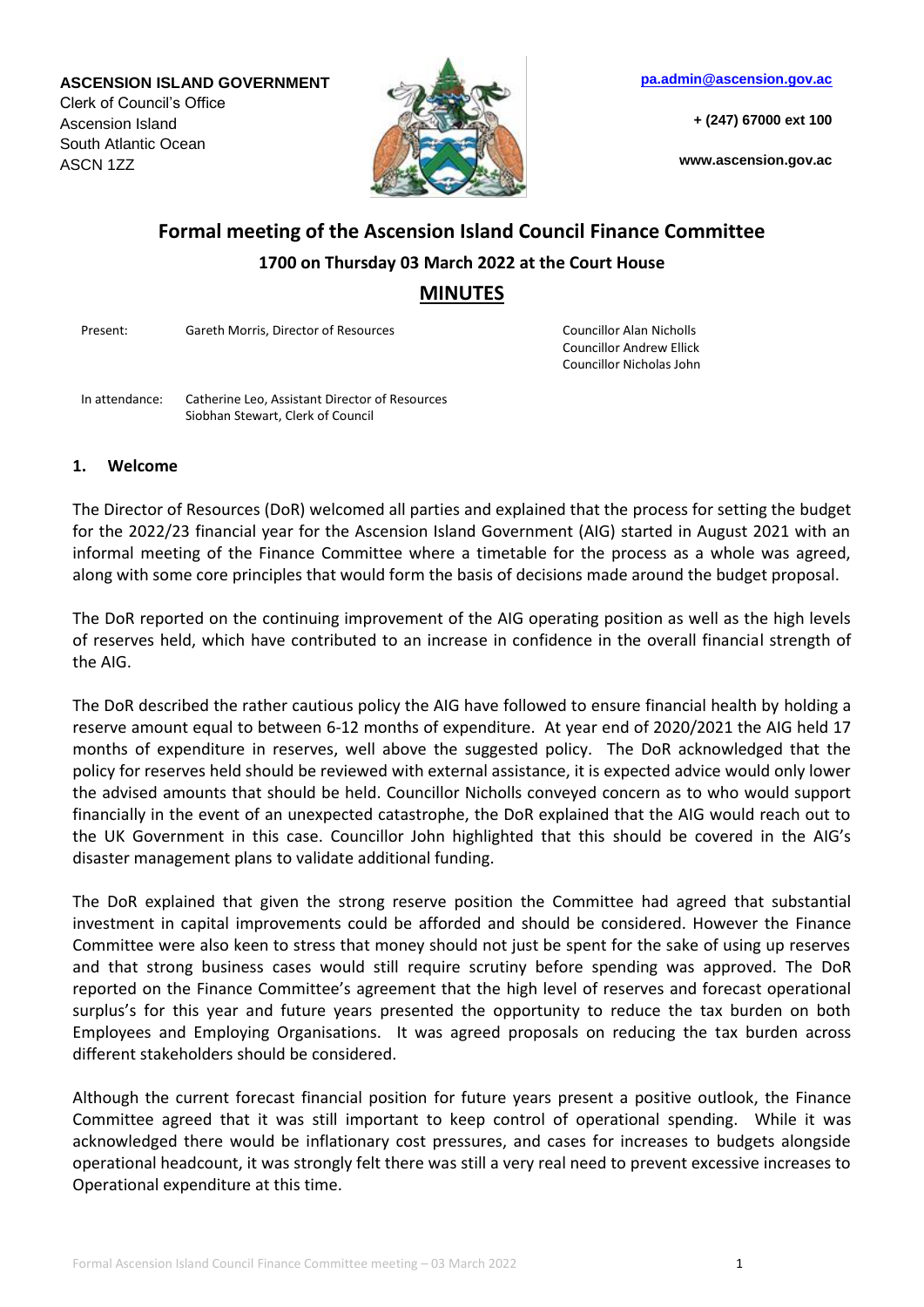**ASCENSION ISLAND GOVERNMENT**
Clerk of Council's Office
Ascension Island
South Atlantic Ocean
ASCN 1ZZ

pa.admin@ascension.gov.ac

+ (247) 67000 ext 100

www.ascension.gov.ac

# Formal meeting of the Ascension Island Council Finance Committee

## 1700 on Thursday 03 March 2022 at the Court House

## MINUTES

| | | |
|---|---|---|
| Present: | Gareth Morris, Director of Resources | Councillor Alan Nicholls<br>Councillor Andrew Ellick<br>Councillor Nicholas John |
| In attendance: | Catherine Leo, Assistant Director of Resources<br>Siobhan Stewart, Clerk of Council | |

### 1. Welcome

The Director of Resources (DoR) welcomed all parties and explained that the process for setting the budget for the 2022/23 financial year for the Ascension Island Government (AIG) started in August 2021 with an informal meeting of the Finance Committee where a timetable for the process as a whole was agreed, along with some core principles that would form the basis of decisions made around the budget proposal.

The DoR reported on the continuing improvement of the AIG operating position as well as the high levels of reserves held, which have contributed to an increase in confidence in the overall financial strength of the AIG.

The DoR described the rather cautious policy the AIG have followed to ensure financial health by holding a reserve amount equal to between 6-12 months of expenditure. At year end of 2020/2021 the AIG held 17 months of expenditure in reserves, well above the suggested policy. The DoR acknowledged that the policy for reserves held should be reviewed with external assistance, it is expected advice would only lower the advised amounts that should be held. Councillor Nicholls conveyed concern as to who would support financially in the event of an unexpected catastrophe, the DoR explained that the AIG would reach out to the UK Government in this case. Councillor John highlighted that this should be covered in the AIG's disaster management plans to validate additional funding.

The DoR explained that given the strong reserve position the Committee had agreed that substantial investment in capital improvements could be afforded and should be considered. However the Finance Committee were also keen to stress that money should not just be spent for the sake of using up reserves and that strong business cases would still require scrutiny before spending was approved. The DoR reported on the Finance Committee's agreement that the high level of reserves and forecast operational surplus's for this year and future years presented the opportunity to reduce the tax burden on both Employees and Employing Organisations. It was agreed proposals on reducing the tax burden across different stakeholders should be considered.

Although the current forecast financial position for future years present a positive outlook, the Finance Committee agreed that it was still important to keep control of operational spending. While it was acknowledged there would be inflationary cost pressures, and cases for increases to budgets alongside operational headcount, it was strongly felt there was still a very real need to prevent excessive increases to Operational expenditure at this time.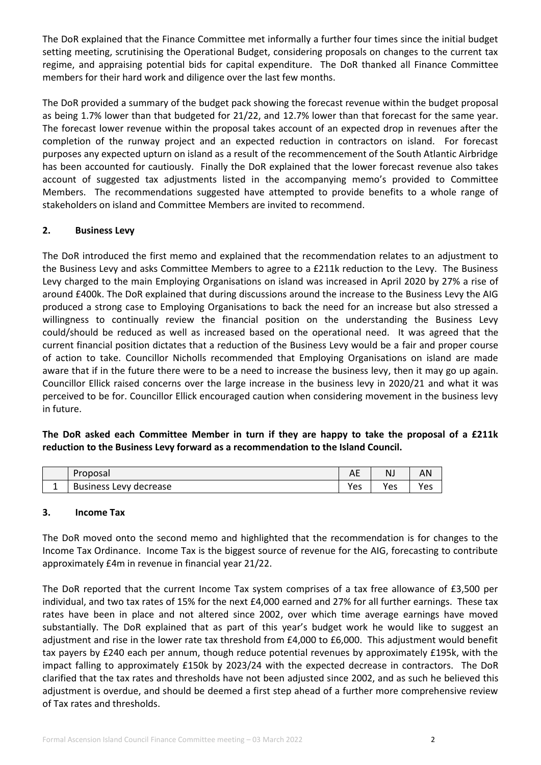The DoR explained that the Finance Committee met informally a further four times since the initial budget setting meeting, scrutinising the Operational Budget, considering proposals on changes to the current tax regime, and appraising potential bids for capital expenditure. The DoR thanked all Finance Committee members for their hard work and diligence over the last few months.

The DoR provided a summary of the budget pack showing the forecast revenue within the budget proposal as being 1.7% lower than that budgeted for 21/22, and 12.7% lower than that forecast for the same year. The forecast lower revenue within the proposal takes account of an expected drop in revenues after the completion of the runway project and an expected reduction in contractors on island. For forecast purposes any expected upturn on island as a result of the recommencement of the South Atlantic Airbridge has been accounted for cautiously. Finally the DoR explained that the lower forecast revenue also takes account of suggested tax adjustments listed in the accompanying memo's provided to Committee Members. The recommendations suggested have attempted to provide benefits to a whole range of stakeholders on island and Committee Members are invited to recommend.

## 2. Business Levy

The DoR introduced the first memo and explained that the recommendation relates to an adjustment to the Business Levy and asks Committee Members to agree to a £211k reduction to the Levy. The Business Levy charged to the main Employing Organisations on island was increased in April 2020 by 27% a rise of around £400k. The DoR explained that during discussions around the increase to the Business Levy the AIG produced a strong case to Employing Organisations to back the need for an increase but also stressed a willingness to continually review the financial position on the understanding the Business Levy could/should be reduced as well as increased based on the operational need. It was agreed that the current financial position dictates that a reduction of the Business Levy would be a fair and proper course of action to take. Councillor Nicholls recommended that Employing Organisations on island are made aware that if in the future there were to be a need to increase the business levy, then it may go up again. Councillor Ellick raised concerns over the large increase in the business levy in 2020/21 and what it was perceived to be for. Councillor Ellick encouraged caution when considering movement in the business levy in future.

**The DoR asked each Committee Member in turn if they are happy to take the proposal of a £211k reduction to the Business Levy forward as a recommendation to the Island Council.**

| | Proposal | AE | NJ | AN |
|---|---|---|---|---|
| 1 | Business Levy decrease | Yes | Yes | Yes |

## 3. Income Tax

The DoR moved onto the second memo and highlighted that the recommendation is for changes to the Income Tax Ordinance. Income Tax is the biggest source of revenue for the AIG, forecasting to contribute approximately £4m in revenue in financial year 21/22.

The DoR reported that the current Income Tax system comprises of a tax free allowance of £3,500 per individual, and two tax rates of 15% for the next £4,000 earned and 27% for all further earnings. These tax rates have been in place and not altered since 2002, over which time average earnings have moved substantially. The DoR explained that as part of this year's budget work he would like to suggest an adjustment and rise in the lower rate tax threshold from £4,000 to £6,000. This adjustment would benefit tax payers by £240 each per annum, though reduce potential revenues by approximately £195k, with the impact falling to approximately £150k by 2023/24 with the expected decrease in contractors. The DoR clarified that the tax rates and thresholds have not been adjusted since 2002, and as such he believed this adjustment is overdue, and should be deemed a first step ahead of a further more comprehensive review of Tax rates and thresholds.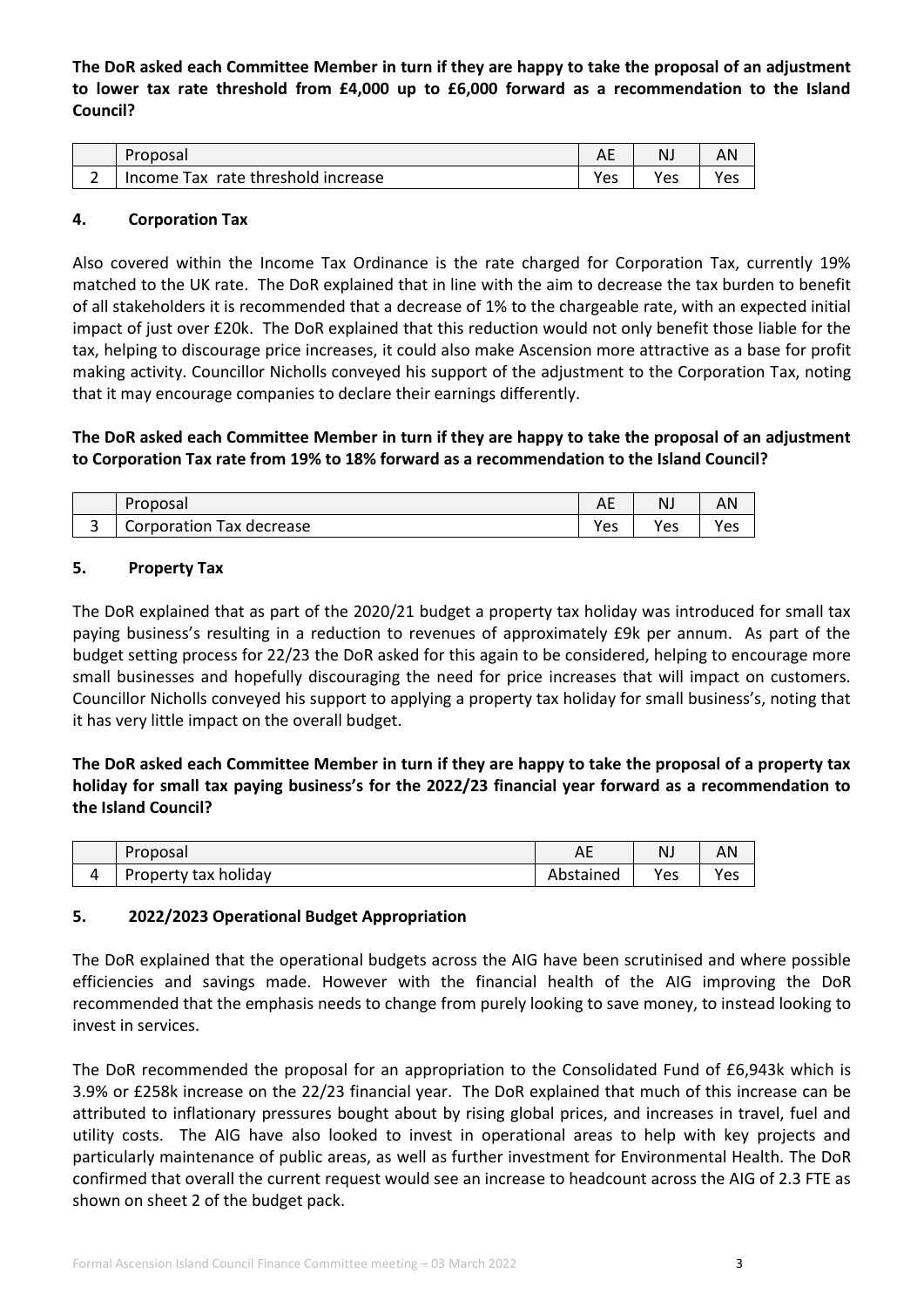**The DoR asked each Committee Member in turn if they are happy to take the proposal of an adjustment to lower tax rate threshold from £4,000 up to £6,000 forward as a recommendation to the Island Council?**

| | Proposal | AE | NJ | AN |
|---|---|---|---|---|
| 2 | Income Tax rate threshold increase | Yes | Yes | Yes |

## 4. Corporation Tax

Also covered within the Income Tax Ordinance is the rate charged for Corporation Tax, currently 19% matched to the UK rate. The DoR explained that in line with the aim to decrease the tax burden to benefit of all stakeholders it is recommended that a decrease of 1% to the chargeable rate, with an expected initial impact of just over £20k. The DoR explained that this reduction would not only benefit those liable for the tax, helping to discourage price increases, it could also make Ascension more attractive as a base for profit making activity. Councillor Nicholls conveyed his support of the adjustment to the Corporation Tax, noting that it may encourage companies to declare their earnings differently.

**The DoR asked each Committee Member in turn if they are happy to take the proposal of an adjustment to Corporation Tax rate from 19% to 18% forward as a recommendation to the Island Council?**

| | Proposal | AE | NJ | AN |
|---|---|---|---|---|
| 3 | Corporation Tax decrease | Yes | Yes | Yes |

## 5. Property Tax

The DoR explained that as part of the 2020/21 budget a property tax holiday was introduced for small tax paying business's resulting in a reduction to revenues of approximately £9k per annum. As part of the budget setting process for 22/23 the DoR asked for this again to be considered, helping to encourage more small businesses and hopefully discouraging the need for price increases that will impact on customers. Councillor Nicholls conveyed his support to applying a property tax holiday for small business's, noting that it has very little impact on the overall budget.

**The DoR asked each Committee Member in turn if they are happy to take the proposal of a property tax holiday for small tax paying business's for the 2022/23 financial year forward as a recommendation to the Island Council?**

| | Proposal | AE | NJ | AN |
|---|---|---|---|---|
| 4 | Property tax holiday | Abstained | Yes | Yes |

## 5. 2022/2023 Operational Budget Appropriation

The DoR explained that the operational budgets across the AIG have been scrutinised and where possible efficiencies and savings made. However with the financial health of the AIG improving the DoR recommended that the emphasis needs to change from purely looking to save money, to instead looking to invest in services.

The DoR recommended the proposal for an appropriation to the Consolidated Fund of £6,943k which is 3.9% or £258k increase on the 22/23 financial year. The DoR explained that much of this increase can be attributed to inflationary pressures bought about by rising global prices, and increases in travel, fuel and utility costs. The AIG have also looked to invest in operational areas to help with key projects and particularly maintenance of public areas, as well as further investment for Environmental Health. The DoR confirmed that overall the current request would see an increase to headcount across the AIG of 2.3 FTE as shown on sheet 2 of the budget pack.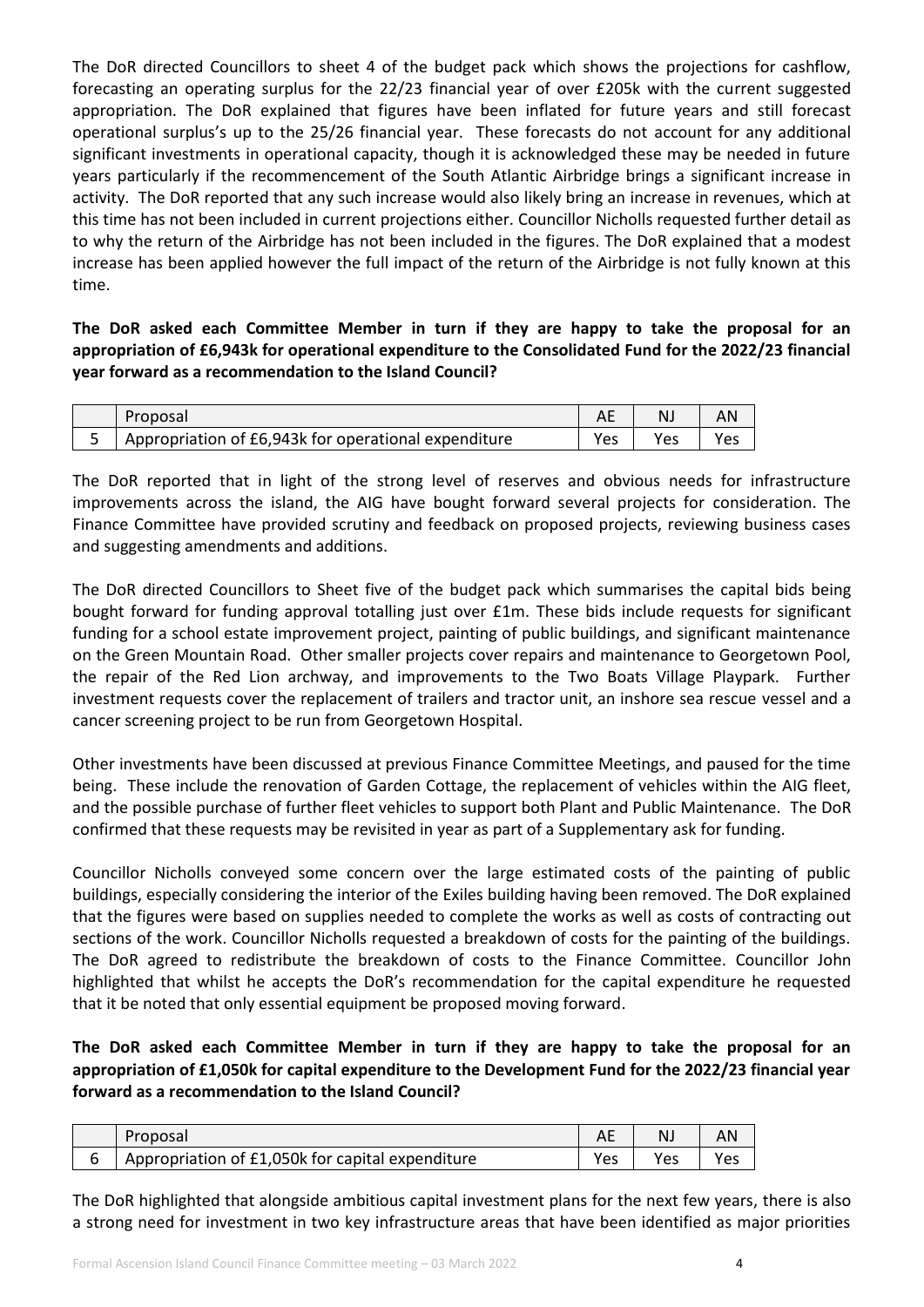The DoR directed Councillors to sheet 4 of the budget pack which shows the projections for cashflow, forecasting an operating surplus for the 22/23 financial year of over £205k with the current suggested appropriation. The DoR explained that figures have been inflated for future years and still forecast operational surplus's up to the 25/26 financial year. These forecasts do not account for any additional significant investments in operational capacity, though it is acknowledged these may be needed in future years particularly if the recommencement of the South Atlantic Airbridge brings a significant increase in activity. The DoR reported that any such increase would also likely bring an increase in revenues, which at this time has not been included in current projections either. Councillor Nicholls requested further detail as to why the return of the Airbridge has not been included in the figures. The DoR explained that a modest increase has been applied however the full impact of the return of the Airbridge is not fully known at this time.

**The DoR asked each Committee Member in turn if they are happy to take the proposal for an appropriation of £6,943k for operational expenditure to the Consolidated Fund for the 2022/23 financial year forward as a recommendation to the Island Council?**

| | Proposal | AE | NJ | AN |
|---|---|---|---|---|
| 5 | Appropriation of £6,943k for operational expenditure | Yes | Yes | Yes |

The DoR reported that in light of the strong level of reserves and obvious needs for infrastructure improvements across the island, the AIG have bought forward several projects for consideration. The Finance Committee have provided scrutiny and feedback on proposed projects, reviewing business cases and suggesting amendments and additions.

The DoR directed Councillors to Sheet five of the budget pack which summarises the capital bids being bought forward for funding approval totalling just over £1m. These bids include requests for significant funding for a school estate improvement project, painting of public buildings, and significant maintenance on the Green Mountain Road. Other smaller projects cover repairs and maintenance to Georgetown Pool, the repair of the Red Lion archway, and improvements to the Two Boats Village Playpark. Further investment requests cover the replacement of trailers and tractor unit, an inshore sea rescue vessel and a cancer screening project to be run from Georgetown Hospital.

Other investments have been discussed at previous Finance Committee Meetings, and paused for the time being. These include the renovation of Garden Cottage, the replacement of vehicles within the AIG fleet, and the possible purchase of further fleet vehicles to support both Plant and Public Maintenance. The DoR confirmed that these requests may be revisited in year as part of a Supplementary ask for funding.

Councillor Nicholls conveyed some concern over the large estimated costs of the painting of public buildings, especially considering the interior of the Exiles building having been removed. The DoR explained that the figures were based on supplies needed to complete the works as well as costs of contracting out sections of the work. Councillor Nicholls requested a breakdown of costs for the painting of the buildings. The DoR agreed to redistribute the breakdown of costs to the Finance Committee. Councillor John highlighted that whilst he accepts the DoR's recommendation for the capital expenditure he requested that it be noted that only essential equipment be proposed moving forward.

**The DoR asked each Committee Member in turn if they are happy to take the proposal for an appropriation of £1,050k for capital expenditure to the Development Fund for the 2022/23 financial year forward as a recommendation to the Island Council?**

| | Proposal | AE | NJ | AN |
|---|---|---|---|---|
| 6 | Appropriation of £1,050k for capital expenditure | Yes | Yes | Yes |

The DoR highlighted that alongside ambitious capital investment plans for the next few years, there is also a strong need for investment in two key infrastructure areas that have been identified as major priorities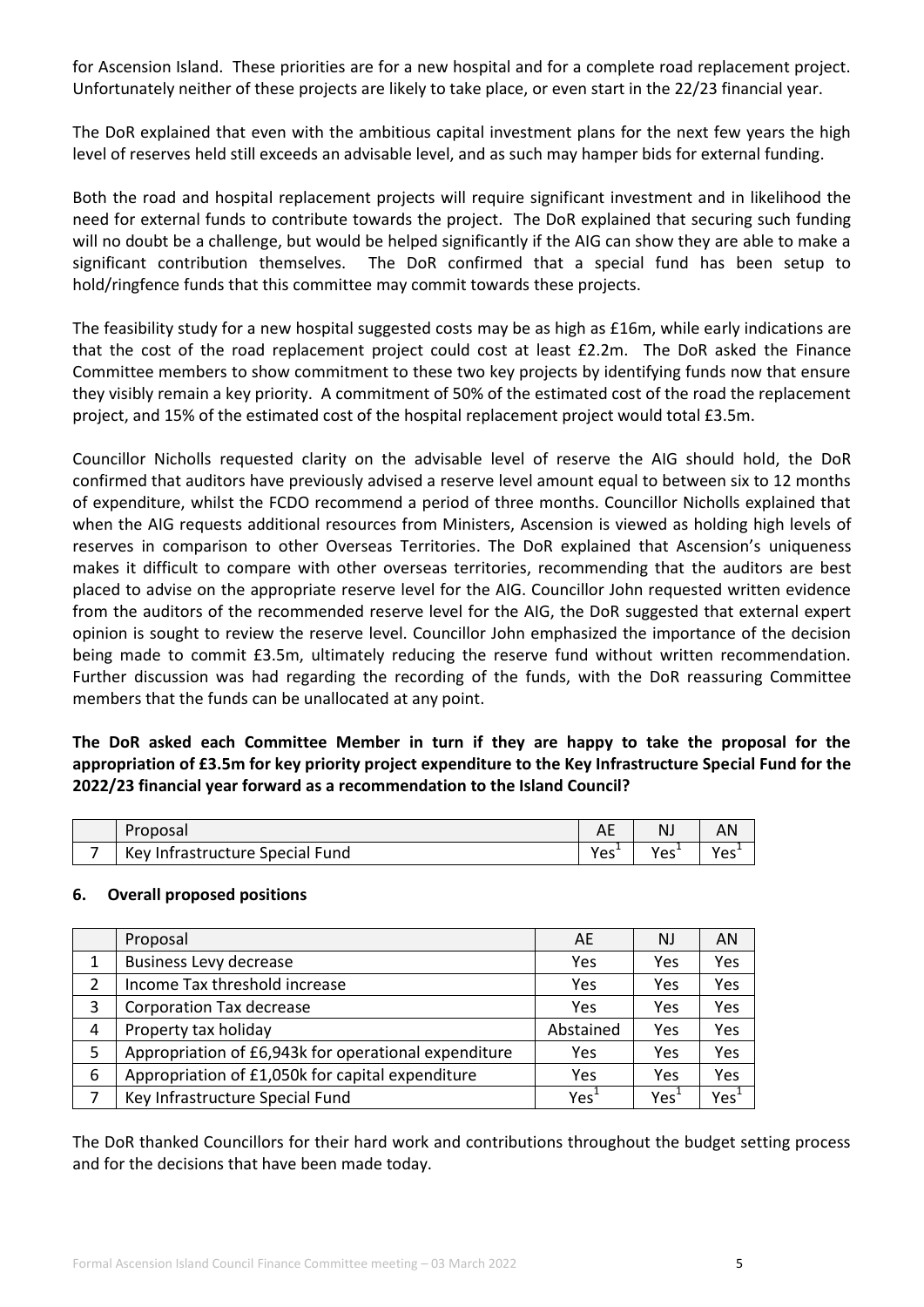for Ascension Island. These priorities are for a new hospital and for a complete road replacement project. Unfortunately neither of these projects are likely to take place, or even start in the 22/23 financial year.

The DoR explained that even with the ambitious capital investment plans for the next few years the high level of reserves held still exceeds an advisable level, and as such may hamper bids for external funding.

Both the road and hospital replacement projects will require significant investment and in likelihood the need for external funds to contribute towards the project. The DoR explained that securing such funding will no doubt be a challenge, but would be helped significantly if the AIG can show they are able to make a significant contribution themselves. The DoR confirmed that a special fund has been setup to hold/ringfence funds that this committee may commit towards these projects.

The feasibility study for a new hospital suggested costs may be as high as £16m, while early indications are that the cost of the road replacement project could cost at least £2.2m. The DoR asked the Finance Committee members to show commitment to these two key projects by identifying funds now that ensure they visibly remain a key priority. A commitment of 50% of the estimated cost of the road the replacement project, and 15% of the estimated cost of the hospital replacement project would total £3.5m.

Councillor Nicholls requested clarity on the advisable level of reserve the AIG should hold, the DoR confirmed that auditors have previously advised a reserve level amount equal to between six to 12 months of expenditure, whilst the FCDO recommend a period of three months. Councillor Nicholls explained that when the AIG requests additional resources from Ministers, Ascension is viewed as holding high levels of reserves in comparison to other Overseas Territories. The DoR explained that Ascension's uniqueness makes it difficult to compare with other overseas territories, recommending that the auditors are best placed to advise on the appropriate reserve level for the AIG. Councillor John requested written evidence from the auditors of the recommended reserve level for the AIG, the DoR suggested that external expert opinion is sought to review the reserve level. Councillor John emphasized the importance of the decision being made to commit £3.5m, ultimately reducing the reserve fund without written recommendation. Further discussion was had regarding the recording of the funds, with the DoR reassuring Committee members that the funds can be unallocated at any point.

**The DoR asked each Committee Member in turn if they are happy to take the proposal for the appropriation of £3.5m for key priority project expenditure to the Key Infrastructure Special Fund for the 2022/23 financial year forward as a recommendation to the Island Council?**

| | Proposal | AE | NJ | AN |
|---|---|---|---|---|
| 7 | Key Infrastructure Special Fund | Yes[1] | Yes[1] | Yes[1] |

## 6. Overall proposed positions

| | Proposal | AE | NJ | AN |
|---|---|---|---|---|
| 1 | Business Levy decrease | Yes | Yes | Yes |
| 2 | Income Tax threshold increase | Yes | Yes | Yes |
| 3 | Corporation Tax decrease | Yes | Yes | Yes |
| 4 | Property tax holiday | Abstained | Yes | Yes |
| 5 | Appropriation of £6,943k for operational expenditure | Yes | Yes | Yes |
| 6 | Appropriation of £1,050k for capital expenditure | Yes | Yes | Yes |
| 7 | Key Infrastructure Special Fund | Yes[1] | Yes[1] | Yes[1] |

The DoR thanked Councillors for their hard work and contributions throughout the budget setting process and for the decisions that have been made today.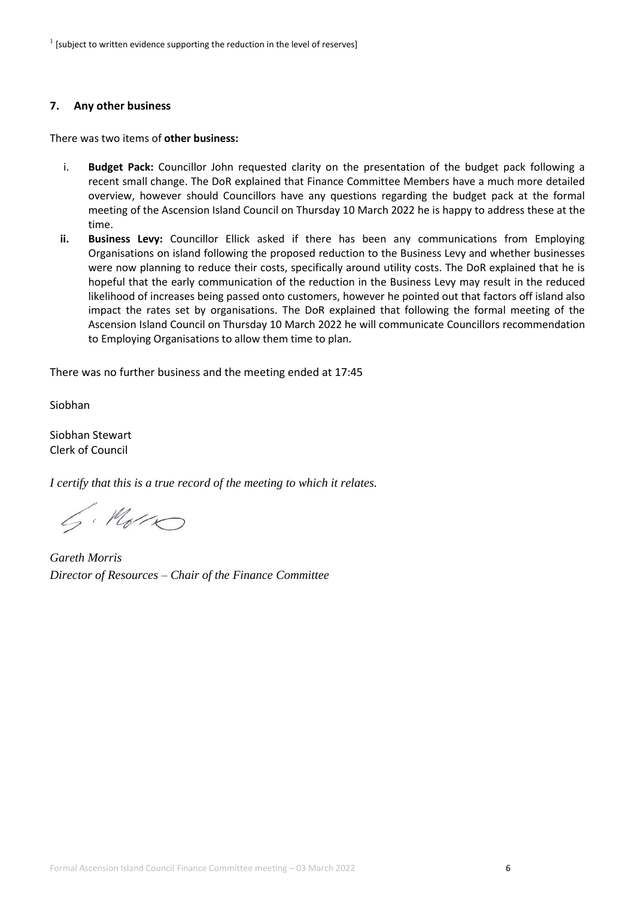[1] [subject to written evidence supporting the reduction in the level of reserves]

## 7. Any other business

There was two items of **other business:**

i. **Budget Pack:** Councillor John requested clarity on the presentation of the budget pack following a recent small change. The DoR explained that Finance Committee Members have a much more detailed overview, however should Councillors have any questions regarding the budget pack at the formal meeting of the Ascension Island Council on Thursday 10 March 2022 he is happy to address these at the time.

**ii.** **Business Levy:** Councillor Ellick asked if there has been any communications from Employing Organisations on island following the proposed reduction to the Business Levy and whether businesses were now planning to reduce their costs, specifically around utility costs. The DoR explained that he is hopeful that the early communication of the reduction in the Business Levy may result in the reduced likelihood of increases being passed onto customers, however he pointed out that factors off island also impact the rates set by organisations. The DoR explained that following the formal meeting of the Ascension Island Council on Thursday 10 March 2022 he will communicate Councillors recommendation to Employing Organisations to allow them time to plan.

There was no further business and the meeting ended at 17:45

Siobhan

Siobhan Stewart
Clerk of Council

*I certify that this is a true record of the meeting to which it relates.*

*Gareth Morris*
*Director of Resources – Chair of the Finance Committee*